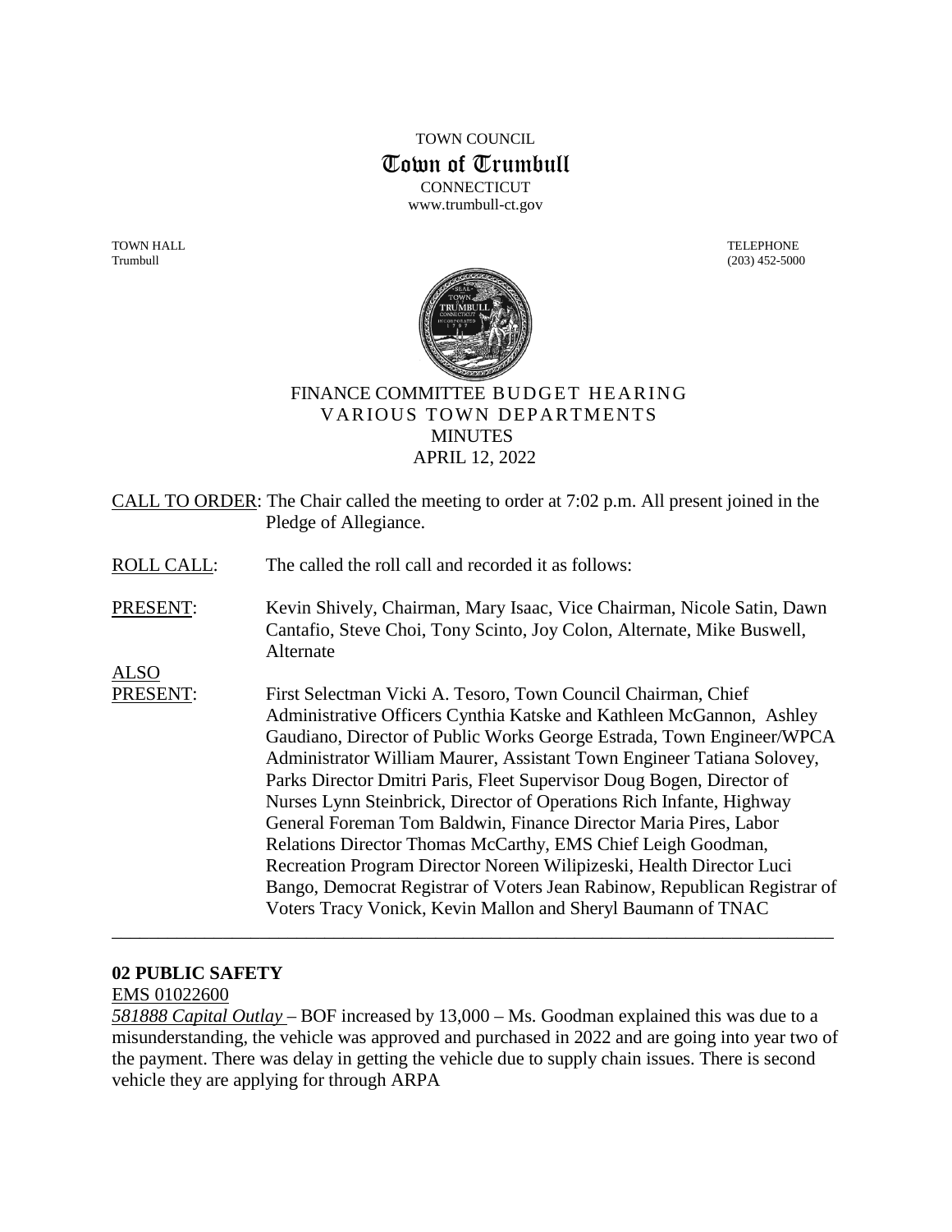TOWN COUNCIL

# Town of Trumbull

CONNECTICUT
www.trumbull-ct.gov

TOWN HALL
Trumbull

TELEPHONE
(203) 452-5000

## FINANCE COMMITTEE BUDGET HEARING
## VARIOUS TOWN DEPARTMENTS
## MINUTES
## APRIL 12, 2022

CALL TO ORDER: The Chair called the meeting to order at 7:02 p.m. All present joined in the Pledge of Allegiance.

ROLL CALL: The called the roll call and recorded it as follows:

PRESENT: Kevin Shively, Chairman, Mary Isaac, Vice Chairman, Nicole Satin, Dawn Cantafio, Steve Choi, Tony Scinto, Joy Colon, Alternate, Mike Buswell, Alternate

ALSO PRESENT: First Selectman Vicki A. Tesoro, Town Council Chairman, Chief Administrative Officers Cynthia Katske and Kathleen McGannon, Ashley Gaudiano, Director of Public Works George Estrada, Town Engineer/WPCA Administrator William Maurer, Assistant Town Engineer Tatiana Solovey, Parks Director Dmitri Paris, Fleet Supervisor Doug Bogen, Director of Nurses Lynn Steinbrick, Director of Operations Rich Infante, Highway General Foreman Tom Baldwin, Finance Director Maria Pires, Labor Relations Director Thomas McCarthy, EMS Chief Leigh Goodman, Recreation Program Director Noreen Wilipizeski, Health Director Luci Bango, Democrat Registrar of Voters Jean Rabinow, Republican Registrar of Voters Tracy Vonick, Kevin Mallon and Sheryl Baumann of TNAC

---

**02 PUBLIC SAFETY**

EMS 01022600

*581888 Capital Outlay* – BOF increased by 13,000 – Ms. Goodman explained this was due to a misunderstanding, the vehicle was approved and purchased in 2022 and are going into year two of the payment. There was delay in getting the vehicle due to supply chain issues. There is second vehicle they are applying for through ARPA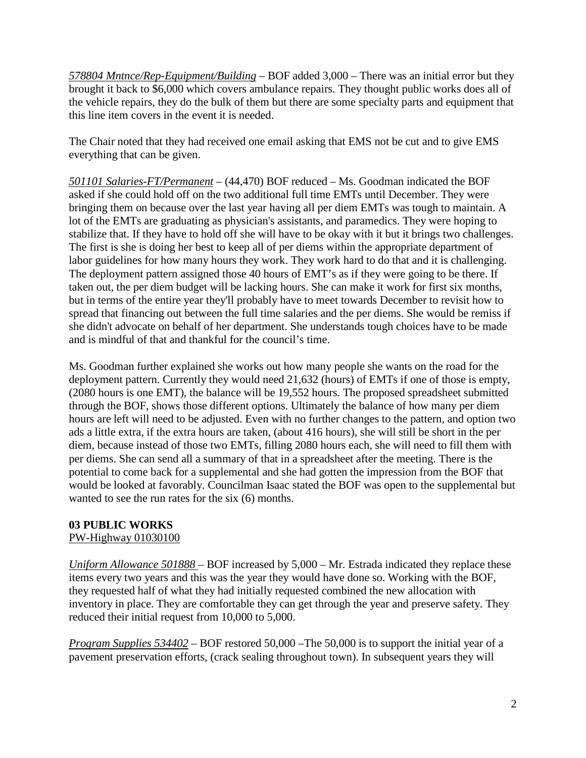*578804 Mntnce/Rep-Equipment/Building* – BOF added 3,000 – There was an initial error but they brought it back to $6,000 which covers ambulance repairs. They thought public works does all of the vehicle repairs, they do the bulk of them but there are some specialty parts and equipment that this line item covers in the event it is needed.

The Chair noted that they had received one email asking that EMS not be cut and to give EMS everything that can be given.

*501101 Salaries-FT/Permanent* – (44,470) BOF reduced – Ms. Goodman indicated the BOF asked if she could hold off on the two additional full time EMTs until December. They were bringing them on because over the last year having all per diem EMTs was tough to maintain. A lot of the EMTs are graduating as physician's assistants, and paramedics. They were hoping to stabilize that. If they have to hold off she will have to be okay with it but it brings two challenges. The first is she is doing her best to keep all of per diems within the appropriate department of labor guidelines for how many hours they work. They work hard to do that and it is challenging. The deployment pattern assigned those 40 hours of EMT's as if they were going to be there. If taken out, the per diem budget will be lacking hours. She can make it work for first six months, but in terms of the entire year they'll probably have to meet towards December to revisit how to spread that financing out between the full time salaries and the per diems. She would be remiss if she didn't advocate on behalf of her department. She understands tough choices have to be made and is mindful of that and thankful for the council's time.

Ms. Goodman further explained she works out how many people she wants on the road for the deployment pattern. Currently they would need 21,632 (hours) of EMTs if one of those is empty, (2080 hours is one EMT), the balance will be 19,552 hours. The proposed spreadsheet submitted through the BOF, shows those different options. Ultimately the balance of how many per diem hours are left will need to be adjusted. Even with no further changes to the pattern, and option two ads a little extra, if the extra hours are taken, (about 416 hours), she will still be short in the per diem, because instead of those two EMTs, filling 2080 hours each, she will need to fill them with per diems. She can send all a summary of that in a spreadsheet after the meeting. There is the potential to come back for a supplemental and she had gotten the impression from the BOF that would be looked at favorably. Councilman Isaac stated the BOF was open to the supplemental but wanted to see the run rates for the six (6) months.

**03 PUBLIC WORKS**
PW-Highway 01030100

*Uniform Allowance 501888* – BOF increased by 5,000 – Mr. Estrada indicated they replace these items every two years and this was the year they would have done so. Working with the BOF, they requested half of what they had initially requested combined the new allocation with inventory in place. They are comfortable they can get through the year and preserve safety. They reduced their initial request from 10,000 to 5,000.

*Program Supplies 534402* – BOF restored 50,000 –The 50,000 is to support the initial year of a pavement preservation efforts, (crack sealing throughout town). In subsequent years they will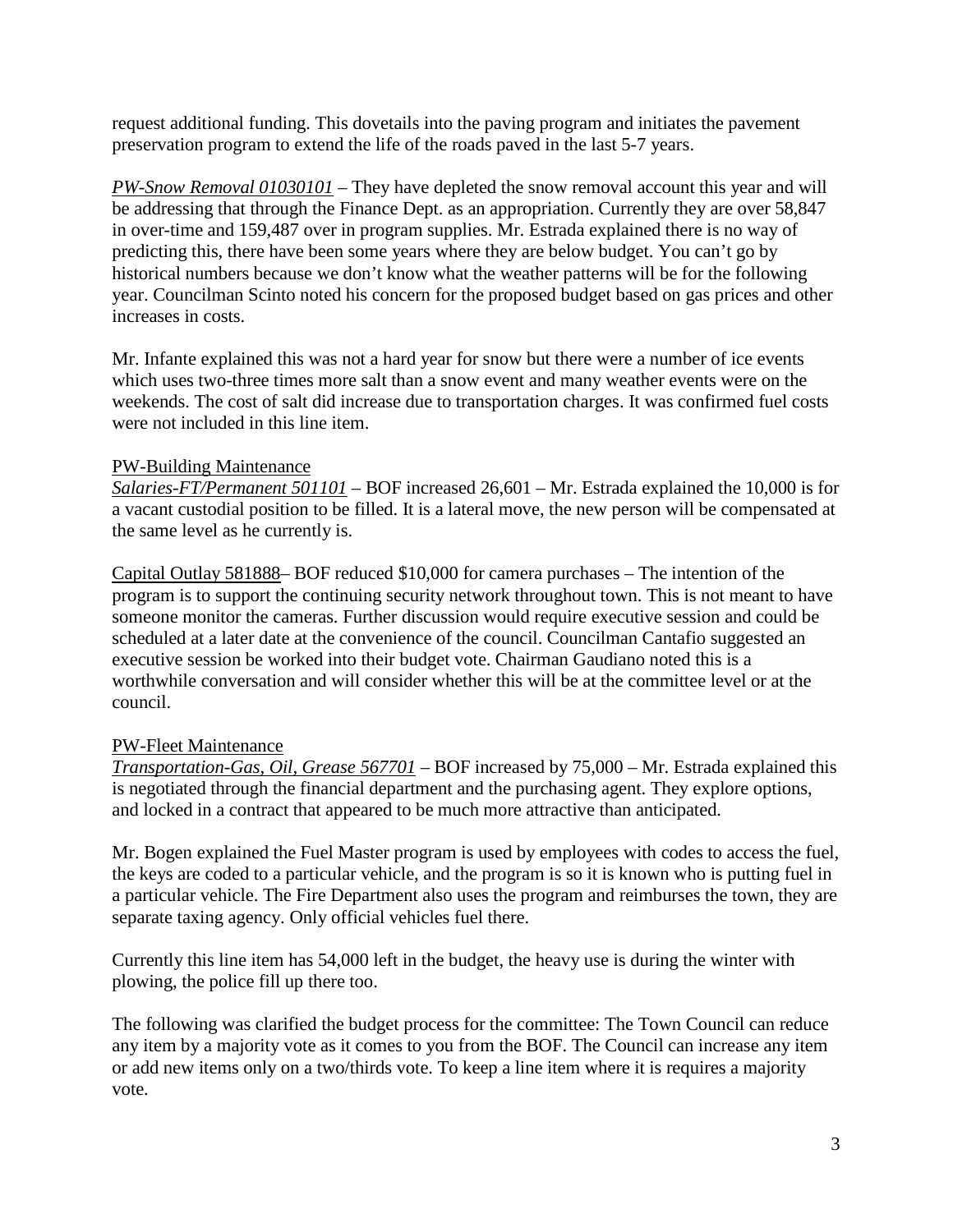request additional funding. This dovetails into the paving program and initiates the pavement preservation program to extend the life of the roads paved in the last 5-7 years.

*PW-Snow Removal 01030101* – They have depleted the snow removal account this year and will be addressing that through the Finance Dept. as an appropriation. Currently they are over 58,847 in over-time and 159,487 over in program supplies. Mr. Estrada explained there is no way of predicting this, there have been some years where they are below budget. You can't go by historical numbers because we don't know what the weather patterns will be for the following year. Councilman Scinto noted his concern for the proposed budget based on gas prices and other increases in costs.

Mr. Infante explained this was not a hard year for snow but there were a number of ice events which uses two-three times more salt than a snow event and many weather events were on the weekends. The cost of salt did increase due to transportation charges. It was confirmed fuel costs were not included in this line item.

PW-Building Maintenance
*Salaries-FT/Permanent 501101* – BOF increased 26,601 – Mr. Estrada explained the 10,000 is for a vacant custodial position to be filled. It is a lateral move, the new person will be compensated at the same level as he currently is.

Capital Outlay 581888– BOF reduced $10,000 for camera purchases – The intention of the program is to support the continuing security network throughout town. This is not meant to have someone monitor the cameras. Further discussion would require executive session and could be scheduled at a later date at the convenience of the council. Councilman Cantafio suggested an executive session be worked into their budget vote. Chairman Gaudiano noted this is a worthwhile conversation and will consider whether this will be at the committee level or at the council.

PW-Fleet Maintenance
*Transportation-Gas, Oil, Grease 567701* – BOF increased by 75,000 – Mr. Estrada explained this is negotiated through the financial department and the purchasing agent. They explore options, and locked in a contract that appeared to be much more attractive than anticipated.

Mr. Bogen explained the Fuel Master program is used by employees with codes to access the fuel, the keys are coded to a particular vehicle, and the program is so it is known who is putting fuel in a particular vehicle. The Fire Department also uses the program and reimburses the town, they are separate taxing agency. Only official vehicles fuel there.

Currently this line item has 54,000 left in the budget, the heavy use is during the winter with plowing, the police fill up there too.

The following was clarified the budget process for the committee: The Town Council can reduce any item by a majority vote as it comes to you from the BOF. The Council can increase any item or add new items only on a two/thirds vote. To keep a line item where it is requires a majority vote.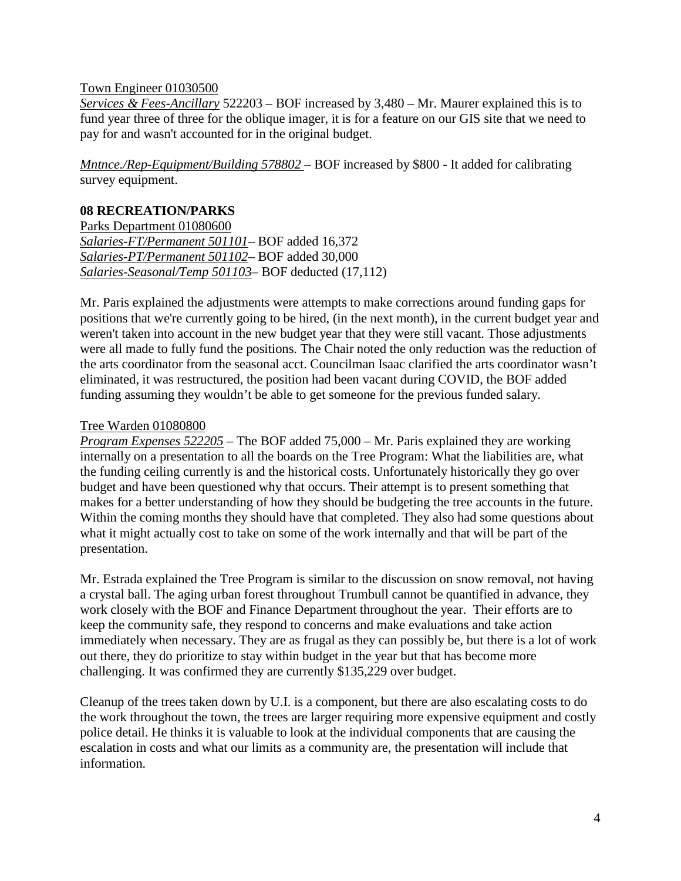Town Engineer 01030500

*Services & Fees-Ancillary* 522203 – BOF increased by 3,480 – Mr. Maurer explained this is to fund year three of three for the oblique imager, it is for a feature on our GIS site that we need to pay for and wasn't accounted for in the original budget.

*Mntnce./Rep-Equipment/Building 578802* – BOF increased by $800 - It added for calibrating survey equipment.

**08 RECREATION/PARKS**

Parks Department 01080600

*Salaries-FT/Permanent 501101*– BOF added 16,372
*Salaries-PT/Permanent 501102*– BOF added 30,000
*Salaries-Seasonal/Temp 501103*– BOF deducted (17,112)

Mr. Paris explained the adjustments were attempts to make corrections around funding gaps for positions that we're currently going to be hired, (in the next month), in the current budget year and weren't taken into account in the new budget year that they were still vacant. Those adjustments were all made to fully fund the positions. The Chair noted the only reduction was the reduction of the arts coordinator from the seasonal acct. Councilman Isaac clarified the arts coordinator wasn't eliminated, it was restructured, the position had been vacant during COVID, the BOF added funding assuming they wouldn't be able to get someone for the previous funded salary.

Tree Warden 01080800

*Program Expenses 522205* – The BOF added 75,000 – Mr. Paris explained they are working internally on a presentation to all the boards on the Tree Program: What the liabilities are, what the funding ceiling currently is and the historical costs. Unfortunately historically they go over budget and have been questioned why that occurs. Their attempt is to present something that makes for a better understanding of how they should be budgeting the tree accounts in the future. Within the coming months they should have that completed. They also had some questions about what it might actually cost to take on some of the work internally and that will be part of the presentation.

Mr. Estrada explained the Tree Program is similar to the discussion on snow removal, not having a crystal ball. The aging urban forest throughout Trumbull cannot be quantified in advance, they work closely with the BOF and Finance Department throughout the year. Their efforts are to keep the community safe, they respond to concerns and make evaluations and take action immediately when necessary. They are as frugal as they can possibly be, but there is a lot of work out there, they do prioritize to stay within budget in the year but that has become more challenging. It was confirmed they are currently $135,229 over budget.

Cleanup of the trees taken down by U.I. is a component, but there are also escalating costs to do the work throughout the town, the trees are larger requiring more expensive equipment and costly police detail. He thinks it is valuable to look at the individual components that are causing the escalation in costs and what our limits as a community are, the presentation will include that information.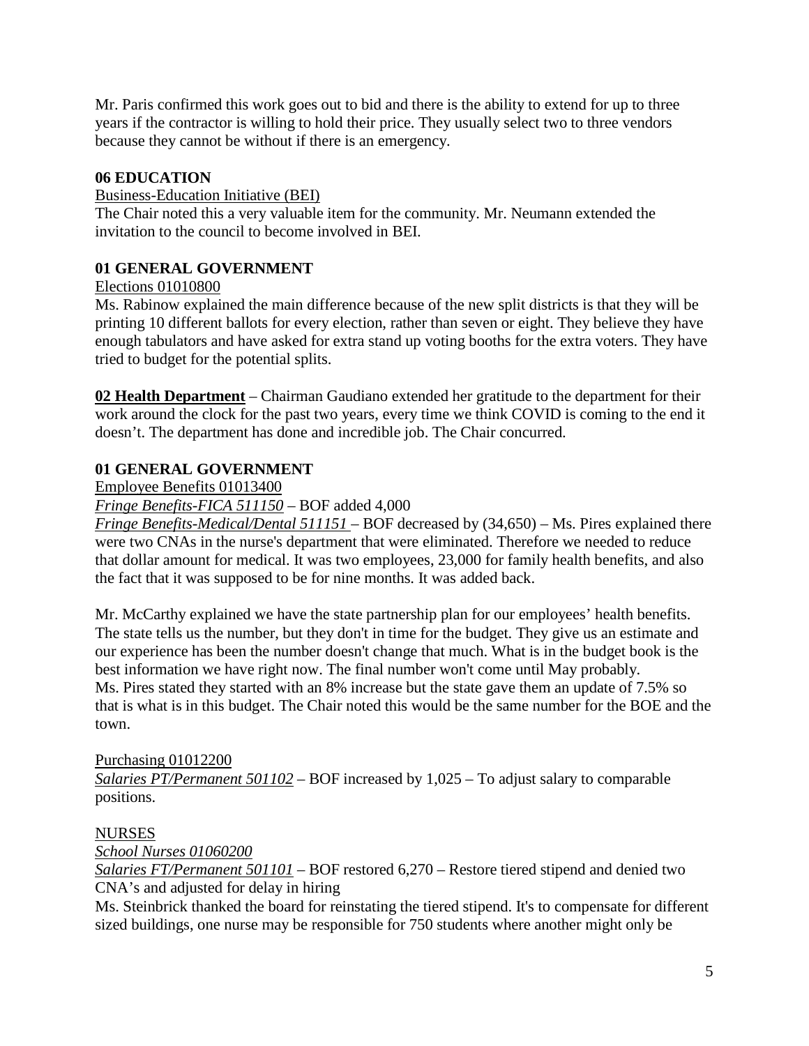Mr. Paris confirmed this work goes out to bid and there is the ability to extend for up to three years if the contractor is willing to hold their price. They usually select two to three vendors because they cannot be without if there is an emergency.

**06 EDUCATION**

Business-Education Initiative (BEI)

The Chair noted this a very valuable item for the community. Mr. Neumann extended the invitation to the council to become involved in BEI.

**01 GENERAL GOVERNMENT**

Elections 01010800

Ms. Rabinow explained the main difference because of the new split districts is that they will be printing 10 different ballots for every election, rather than seven or eight. They believe they have enough tabulators and have asked for extra stand up voting booths for the extra voters. They have tried to budget for the potential splits.

**02 Health Department** – Chairman Gaudiano extended her gratitude to the department for their work around the clock for the past two years, every time we think COVID is coming to the end it doesn't. The department has done and incredible job. The Chair concurred.

**01 GENERAL GOVERNMENT**

Employee Benefits 01013400

*Fringe Benefits-FICA 511150* – BOF added 4,000

*Fringe Benefits-Medical/Dental 511151* – BOF decreased by (34,650) – Ms. Pires explained there were two CNAs in the nurse's department that were eliminated. Therefore we needed to reduce that dollar amount for medical. It was two employees, 23,000 for family health benefits, and also the fact that it was supposed to be for nine months. It was added back.

Mr. McCarthy explained we have the state partnership plan for our employees' health benefits. The state tells us the number, but they don't in time for the budget. They give us an estimate and our experience has been the number doesn't change that much. What is in the budget book is the best information we have right now. The final number won't come until May probably.
Ms. Pires stated they started with an 8% increase but the state gave them an update of 7.5% so that is what is in this budget. The Chair noted this would be the same number for the BOE and the town.

Purchasing 01012200

*Salaries PT/Permanent 501102* – BOF increased by 1,025 – To adjust salary to comparable positions.

NURSES

*School Nurses 01060200*

*Salaries FT/Permanent 501101* – BOF restored 6,270 – Restore tiered stipend and denied two CNA's and adjusted for delay in hiring

Ms. Steinbrick thanked the board for reinstating the tiered stipend. It's to compensate for different sized buildings, one nurse may be responsible for 750 students where another might only be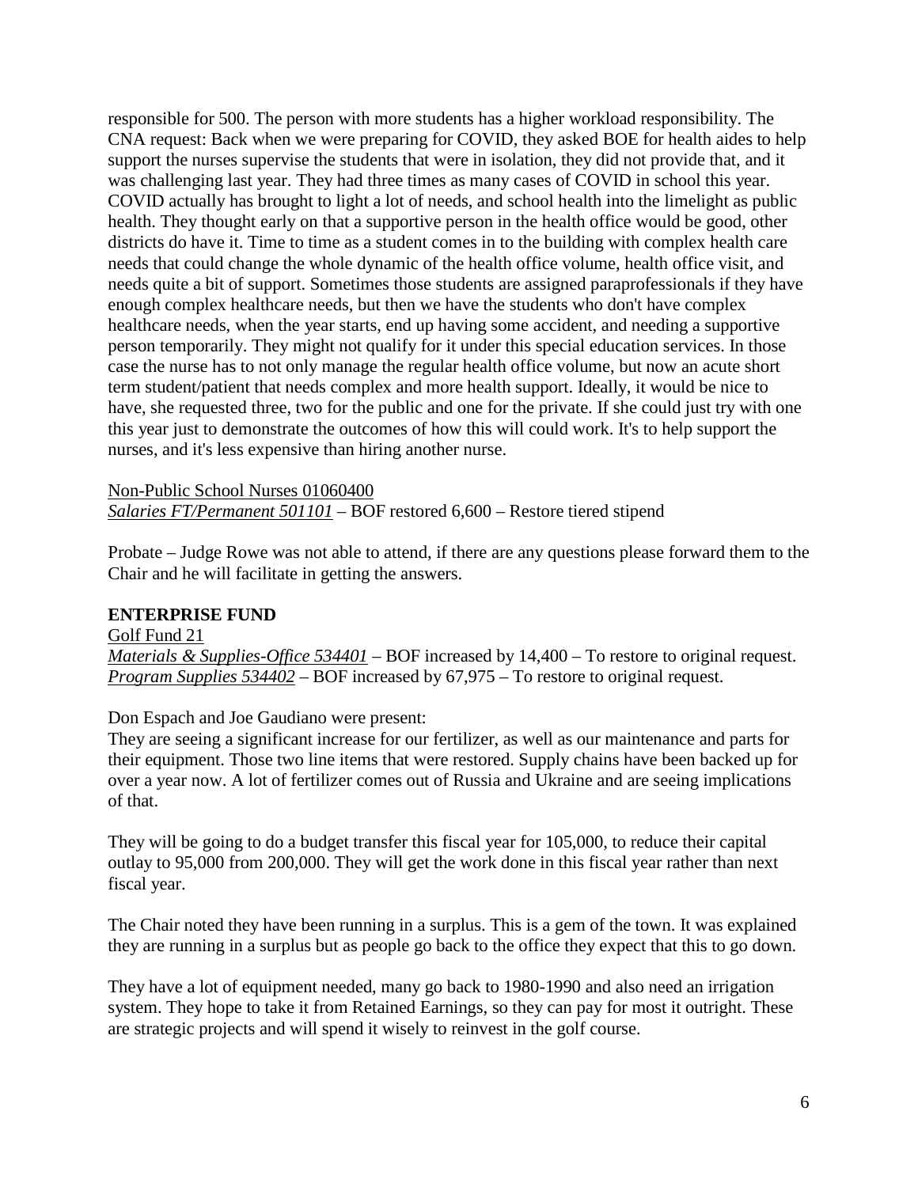responsible for 500. The person with more students has a higher workload responsibility. The CNA request: Back when we were preparing for COVID, they asked BOE for health aides to help support the nurses supervise the students that were in isolation, they did not provide that, and it was challenging last year. They had three times as many cases of COVID in school this year. COVID actually has brought to light a lot of needs, and school health into the limelight as public health. They thought early on that a supportive person in the health office would be good, other districts do have it. Time to time as a student comes in to the building with complex health care needs that could change the whole dynamic of the health office volume, health office visit, and needs quite a bit of support. Sometimes those students are assigned paraprofessionals if they have enough complex healthcare needs, but then we have the students who don't have complex healthcare needs, when the year starts, end up having some accident, and needing a supportive person temporarily. They might not qualify for it under this special education services. In those case the nurse has to not only manage the regular health office volume, but now an acute short term student/patient that needs complex and more health support. Ideally, it would be nice to have, she requested three, two for the public and one for the private. If she could just try with one this year just to demonstrate the outcomes of how this will could work. It's to help support the nurses, and it's less expensive than hiring another nurse.

<u>Non-Public School Nurses 01060400</u>
<u>*Salaries FT/Permanent 501101*</u> – BOF restored 6,600 – Restore tiered stipend

Probate – Judge Rowe was not able to attend, if there are any questions please forward them to the Chair and he will facilitate in getting the answers.

**ENTERPRISE FUND**

<u>Golf Fund 21</u>
<u>*Materials & Supplies-Office 534401*</u> – BOF increased by 14,400 – To restore to original request.
<u>*Program Supplies 534402*</u> – BOF increased by 67,975 – To restore to original request.

Don Espach and Joe Gaudiano were present:
They are seeing a significant increase for our fertilizer, as well as our maintenance and parts for their equipment. Those two line items that were restored. Supply chains have been backed up for over a year now. A lot of fertilizer comes out of Russia and Ukraine and are seeing implications of that.

They will be going to do a budget transfer this fiscal year for 105,000, to reduce their capital outlay to 95,000 from 200,000. They will get the work done in this fiscal year rather than next fiscal year.

The Chair noted they have been running in a surplus. This is a gem of the town. It was explained they are running in a surplus but as people go back to the office they expect that this to go down.

They have a lot of equipment needed, many go back to 1980-1990 and also need an irrigation system. They hope to take it from Retained Earnings, so they can pay for most it outright. These are strategic projects and will spend it wisely to reinvest in the golf course.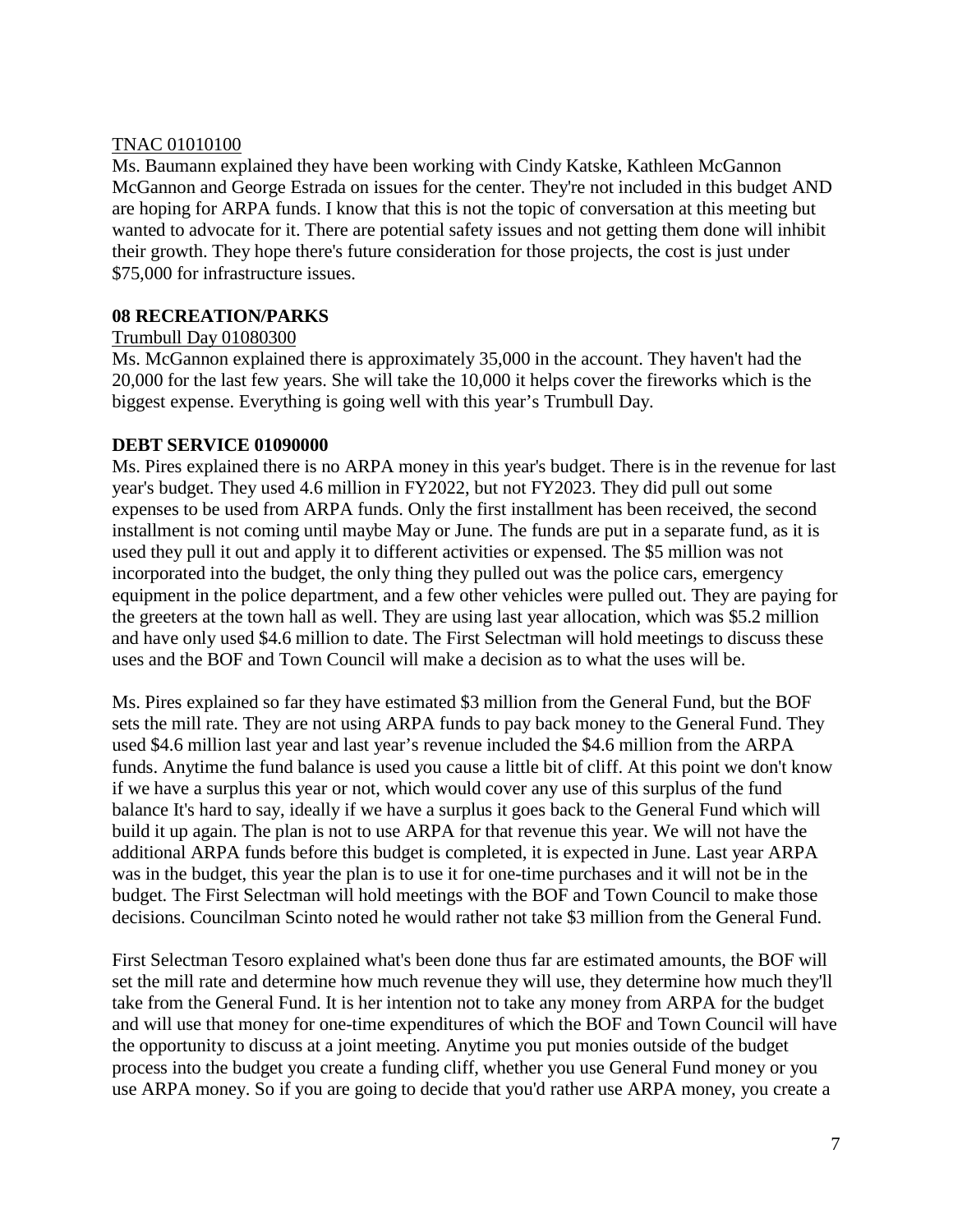TNAC 01010100

Ms. Baumann explained they have been working with Cindy Katske, Kathleen McGannon McGannon and George Estrada on issues for the center. They're not included in this budget AND are hoping for ARPA funds. I know that this is not the topic of conversation at this meeting but wanted to advocate for it. There are potential safety issues and not getting them done will inhibit their growth. They hope there's future consideration for those projects, the cost is just under $75,000 for infrastructure issues.

**08 RECREATION/PARKS**

Trumbull Day 01080300

Ms. McGannon explained there is approximately 35,000 in the account. They haven't had the 20,000 for the last few years. She will take the 10,000 it helps cover the fireworks which is the biggest expense. Everything is going well with this year's Trumbull Day.

**DEBT SERVICE 01090000**

Ms. Pires explained there is no ARPA money in this year's budget. There is in the revenue for last year's budget. They used 4.6 million in FY2022, but not FY2023. They did pull out some expenses to be used from ARPA funds. Only the first installment has been received, the second installment is not coming until maybe May or June. The funds are put in a separate fund, as it is used they pull it out and apply it to different activities or expensed. The $5 million was not incorporated into the budget, the only thing they pulled out was the police cars, emergency equipment in the police department, and a few other vehicles were pulled out. They are paying for the greeters at the town hall as well. They are using last year allocation, which was $5.2 million and have only used $4.6 million to date. The First Selectman will hold meetings to discuss these uses and the BOF and Town Council will make a decision as to what the uses will be.

Ms. Pires explained so far they have estimated $3 million from the General Fund, but the BOF sets the mill rate. They are not using ARPA funds to pay back money to the General Fund. They used $4.6 million last year and last year's revenue included the $4.6 million from the ARPA funds. Anytime the fund balance is used you cause a little bit of cliff. At this point we don't know if we have a surplus this year or not, which would cover any use of this surplus of the fund balance It's hard to say, ideally if we have a surplus it goes back to the General Fund which will build it up again. The plan is not to use ARPA for that revenue this year. We will not have the additional ARPA funds before this budget is completed, it is expected in June. Last year ARPA was in the budget, this year the plan is to use it for one-time purchases and it will not be in the budget. The First Selectman will hold meetings with the BOF and Town Council to make those decisions. Councilman Scinto noted he would rather not take $3 million from the General Fund.

First Selectman Tesoro explained what's been done thus far are estimated amounts, the BOF will set the mill rate and determine how much revenue they will use, they determine how much they'll take from the General Fund. It is her intention not to take any money from ARPA for the budget and will use that money for one-time expenditures of which the BOF and Town Council will have the opportunity to discuss at a joint meeting. Anytime you put monies outside of the budget process into the budget you create a funding cliff, whether you use General Fund money or you use ARPA money. So if you are going to decide that you'd rather use ARPA money, you create a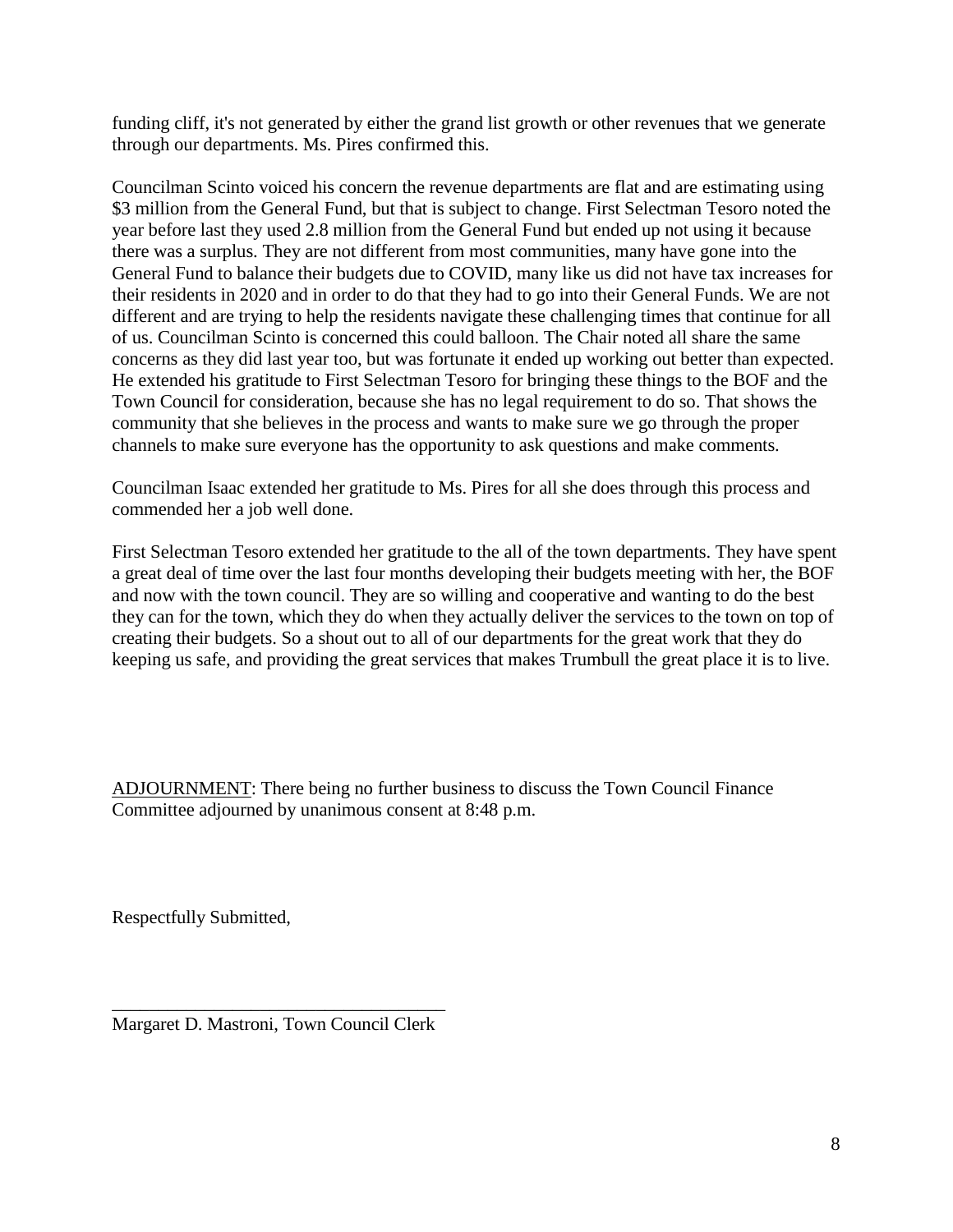funding cliff, it's not generated by either the grand list growth or other revenues that we generate through our departments. Ms. Pires confirmed this.

Councilman Scinto voiced his concern the revenue departments are flat and are estimating using $3 million from the General Fund, but that is subject to change. First Selectman Tesoro noted the year before last they used 2.8 million from the General Fund but ended up not using it because there was a surplus. They are not different from most communities, many have gone into the General Fund to balance their budgets due to COVID, many like us did not have tax increases for their residents in 2020 and in order to do that they had to go into their General Funds. We are not different and are trying to help the residents navigate these challenging times that continue for all of us. Councilman Scinto is concerned this could balloon. The Chair noted all share the same concerns as they did last year too, but was fortunate it ended up working out better than expected. He extended his gratitude to First Selectman Tesoro for bringing these things to the BOF and the Town Council for consideration, because she has no legal requirement to do so. That shows the community that she believes in the process and wants to make sure we go through the proper channels to make sure everyone has the opportunity to ask questions and make comments.

Councilman Isaac extended her gratitude to Ms. Pires for all she does through this process and commended her a job well done.

First Selectman Tesoro extended her gratitude to the all of the town departments. They have spent a great deal of time over the last four months developing their budgets meeting with her, the BOF and now with the town council. They are so willing and cooperative and wanting to do the best they can for the town, which they do when they actually deliver the services to the town on top of creating their budgets. So a shout out to all of our departments for the great work that they do keeping us safe, and providing the great services that makes Trumbull the great place it is to live.

ADJOURNMENT: There being no further business to discuss the Town Council Finance Committee adjourned by unanimous consent at 8:48 p.m.

Respectfully Submitted,

____________________________________

Margaret D. Mastroni, Town Council Clerk